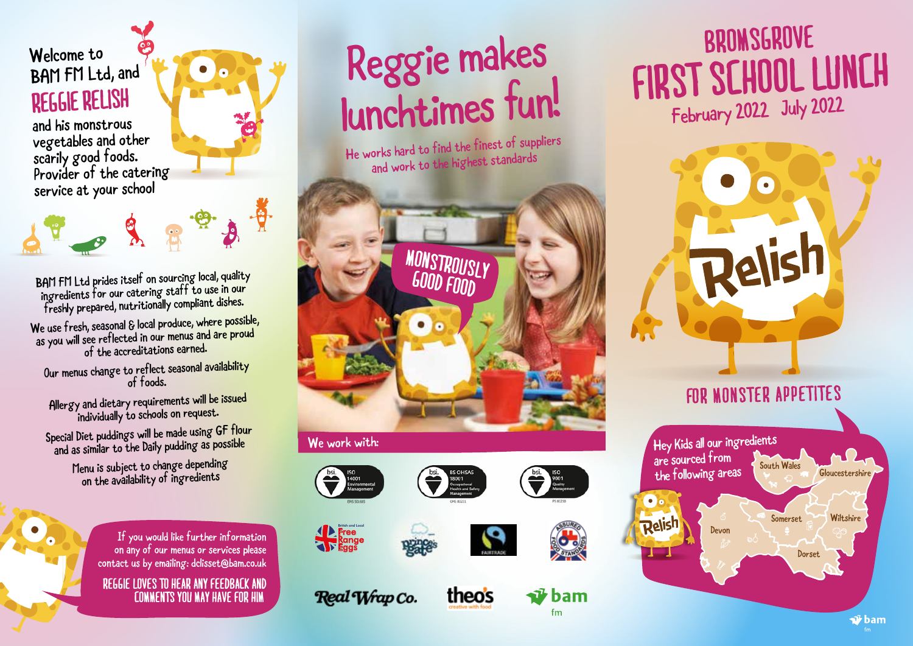Welcome to BAM FM Ltd, and

## REGGIE RELISH

and his monstrous vegetables and other scarily good foods. Provider of the catering service at your school

BAM FM Ltd prides itself on sourcing local, quality ingredients for our catering staff to use in our freshly prepared, nutritionally compliant dishes.

We use fresh, seasonal & local produce, where possible, as you will see reflected in our menus and are proud of the accreditations earned.

Our menus change to reflect seasonal availability of foods.

Allergy and dietary requirements will be issued individually to schools on request.

Special Diet puddings will be made using GF flour and as similar to the Daily pudding as possible

Menu is subject to change depending on the availability of ingredients

If you would like further information on any of our menus or services please contact us by emailing: dclisset@bam.co.uk

REGGIE LOVES TO HEAR ANY FEEDBACK AND COMMENTS YOU MAY HAVE FOR HIM

# Reggie makes lunchtimes fun!

He works hard to find the finest of suppliers and work to the highest standards

MONSTROUSLY GOOD FOOD

We work with:

bsi. ISO 14001 Environmental Management EMS 501685

bsi. BS OHSAS 18001 Occupational Health and Safety Management OHS 85221

bsi. ISO 9001 Quality Management FS 81230

British and Local Free Range Eggs

prince's gate

FAIRTRADE

Assured Food Standards

Real Wrap Co.

theo's creative with food

bam fm

# BROMSGROVE FIRST SCHOOL LUNCH

February 2022 July 2022

Relish

## FOR MONSTER APPETITES

Hey Kids all our ingredients are sourced from the following areas

South Wales, Gloucestershire, Devon, Somerset, Wiltshire, Dorset

bam fm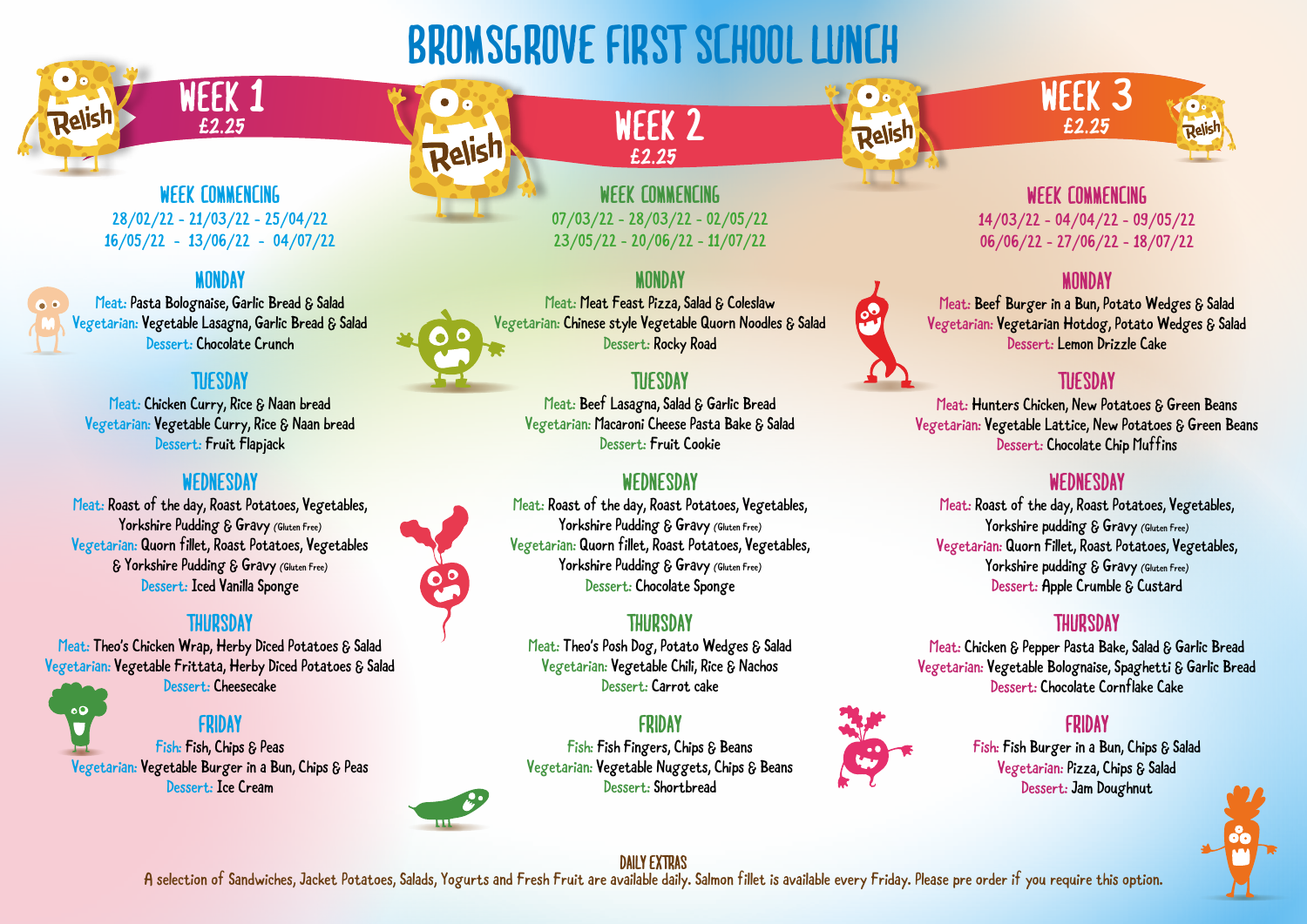# BROMSGROVE FIRST SCHOOL LUNCH

## WEEK 1
£2.25

### WEEK COMMENCING
28/02/22 - 21/03/22 - 25/04/22
16/05/22 - 13/06/22 - 04/07/22

### MONDAY
Meat: Pasta Bolognaise, Garlic Bread & Salad
Vegetarian: Vegetable Lasagna, Garlic Bread & Salad
Dessert: Chocolate Crunch

### TUESDAY
Meat: Chicken Curry, Rice & Naan bread
Vegetarian: Vegetable Curry, Rice & Naan bread
Dessert: Fruit Flapjack

### WEDNESDAY
Meat: Roast of the day, Roast Potatoes, Vegetables, Yorkshire Pudding & Gravy (Gluten Free)
Vegetarian: Quorn fillet, Roast Potatoes, Vegetables & Yorkshire Pudding & Gravy (Gluten Free)
Dessert: Iced Vanilla Sponge

### THURSDAY
Meat: Theo's Chicken Wrap, Herby Diced Potatoes & Salad
Vegetarian: Vegetable Frittata, Herby Diced Potatoes & Salad
Dessert: Cheesecake

### FRIDAY
Fish: Fish, Chips & Peas
Vegetarian: Vegetable Burger in a Bun, Chips & Peas
Dessert: Ice Cream

## WEEK 2
£2.25

### WEEK COMMENCING
07/03/22 - 28/03/22 - 02/05/22
23/05/22 - 20/06/22 - 11/07/22

### MONDAY
Meat: Meat Feast Pizza, Salad & Coleslaw
Vegetarian: Chinese style Vegetable Quorn Noodles & Salad
Dessert: Rocky Road

### TUESDAY
Meat: Beef Lasagna, Salad & Garlic Bread
Vegetarian: Macaroni Cheese Pasta Bake & Salad
Dessert: Fruit Cookie

### WEDNESDAY
Meat: Roast of the day, Roast Potatoes, Vegetables, Yorkshire Pudding & Gravy (Gluten Free)
Vegetarian: Quorn fillet, Roast Potatoes, Vegetables, Yorkshire Pudding & Gravy (Gluten Free)
Dessert: Chocolate Sponge

### THURSDAY
Meat: Theo's Posh Dog, Potato Wedges & Salad
Vegetarian: Vegetable Chili, Rice & Nachos
Dessert: Carrot cake

### FRIDAY
Fish: Fish Fingers, Chips & Beans
Vegetarian: Vegetable Nuggets, Chips & Beans
Dessert: Shortbread

## WEEK 3
£2.25

### WEEK COMMENCING
14/03/22 - 04/04/22 - 09/05/22
06/06/22 - 27/06/22 - 18/07/22

### MONDAY
Meat: Beef Burger in a Bun, Potato Wedges & Salad
Vegetarian: Vegetarian Hotdog, Potato Wedges & Salad
Dessert: Lemon Drizzle Cake

### TUESDAY
Meat: Hunters Chicken, New Potatoes & Green Beans
Vegetarian: Vegetable Lattice, New Potatoes & Green Beans
Dessert: Chocolate Chip Muffins

### WEDNESDAY
Meat: Roast of the day, Roast Potatoes, Vegetables, Yorkshire pudding & Gravy (Gluten Free)
Vegetarian: Quorn Fillet, Roast Potatoes, Vegetables, Yorkshire pudding & Gravy (Gluten Free)
Dessert: Apple Crumble & Custard

### THURSDAY
Meat: Chicken & Pepper Pasta Bake, Salad & Garlic Bread
Vegetarian: Vegetable Bolognaise, Spaghetti & Garlic Bread
Dessert: Chocolate Cornflake Cake

### FRIDAY
Fish: Fish Burger in a Bun, Chips & Salad
Vegetarian: Pizza, Chips & Salad
Dessert: Jam Doughnut

### DAILY EXTRAS
A selection of Sandwiches, Jacket Potatoes, Salads, Yogurts and Fresh Fruit are available daily. Salmon fillet is available every Friday. Please pre order if you require this option.